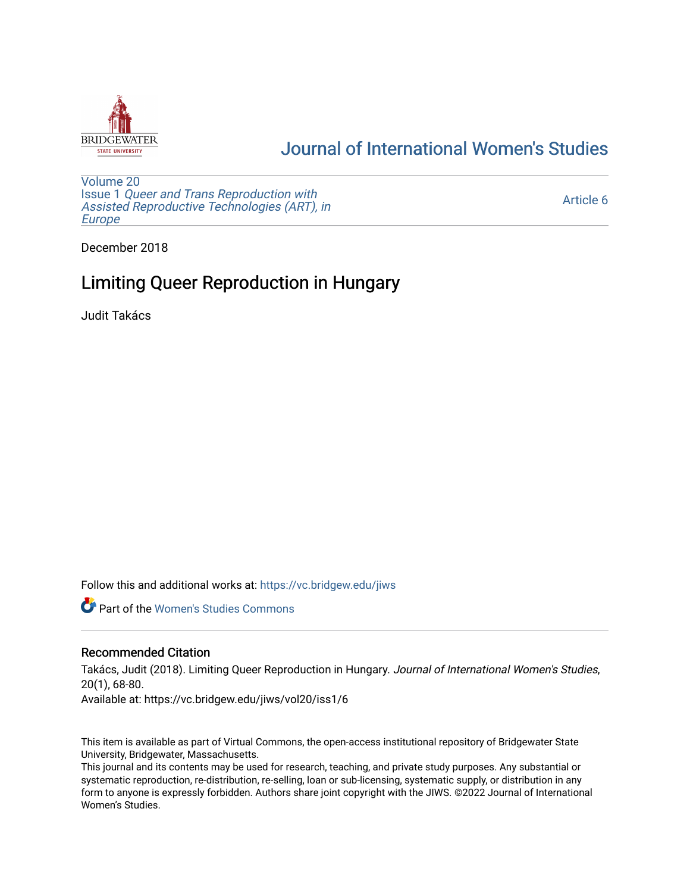# Journal of International Women's Studies

Volume 20
Issue 1 *Queer and Trans Reproduction with Assisted Reproductive Technologies (ART), in Europe*

Article 6

December 2018

## Limiting Queer Reproduction in Hungary

Judit Takács

Follow this and additional works at: https://vc.bridgew.edu/jiws

Part of the Women's Studies Commons

### Recommended Citation

Takács, Judit (2018). Limiting Queer Reproduction in Hungary. *Journal of International Women's Studies*, 20(1), 68-80.
Available at: https://vc.bridgew.edu/jiws/vol20/iss1/6

This item is available as part of Virtual Commons, the open-access institutional repository of Bridgewater State University, Bridgewater, Massachusetts.
This journal and its contents may be used for research, teaching, and private study purposes. Any substantial or systematic reproduction, re-distribution, re-selling, loan or sub-licensing, systematic supply, or distribution in any form to anyone is expressly forbidden. Authors share joint copyright with the JIWS. ©2022 Journal of International Women's Studies.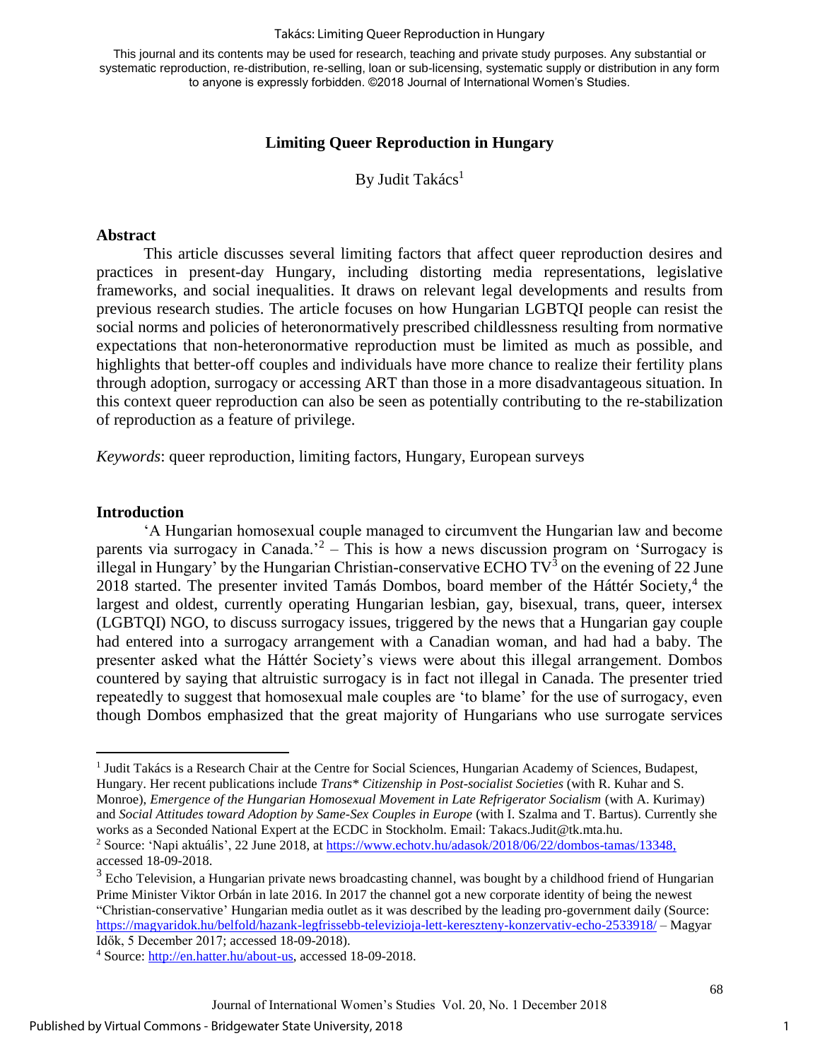This journal and its contents may be used for research, teaching and private study purposes. Any substantial or systematic reproduction, re-distribution, re-selling, loan or sub-licensing, systematic supply or distribution in any form to anyone is expressly forbidden. ©2018 Journal of International Women's Studies.

# Limiting Queer Reproduction in Hungary

By Judit Takács[1]

## Abstract

This article discusses several limiting factors that affect queer reproduction desires and practices in present-day Hungary, including distorting media representations, legislative frameworks, and social inequalities. It draws on relevant legal developments and results from previous research studies. The article focuses on how Hungarian LGBTQI people can resist the social norms and policies of heteronormatively prescribed childlessness resulting from normative expectations that non-heteronormative reproduction must be limited as much as possible, and highlights that better-off couples and individuals have more chance to realize their fertility plans through adoption, surrogacy or accessing ART than those in a more disadvantageous situation. In this context queer reproduction can also be seen as potentially contributing to the re-stabilization of reproduction as a feature of privilege.

*Keywords*: queer reproduction, limiting factors, Hungary, European surveys

## Introduction

'A Hungarian homosexual couple managed to circumvent the Hungarian law and become parents via surrogacy in Canada.'[2] – This is how a news discussion program on 'Surrogacy is illegal in Hungary' by the Hungarian Christian-conservative ECHO TV[3] on the evening of 22 June 2018 started. The presenter invited Tamás Dombos, board member of the Háttér Society,[4] the largest and oldest, currently operating Hungarian lesbian, gay, bisexual, trans, queer, intersex (LGBTQI) NGO, to discuss surrogacy issues, triggered by the news that a Hungarian gay couple had entered into a surrogacy arrangement with a Canadian woman, and had had a baby. The presenter asked what the Háttér Society's views were about this illegal arrangement. Dombos countered by saying that altruistic surrogacy is in fact not illegal in Canada. The presenter tried repeatedly to suggest that homosexual male couples are 'to blame' for the use of surrogacy, even though Dombos emphasized that the great majority of Hungarians who use surrogate services

---

[1] Judit Takács is a Research Chair at the Centre for Social Sciences, Hungarian Academy of Sciences, Budapest, Hungary. Her recent publications include *Trans\* Citizenship in Post-socialist Societies* (with R. Kuhar and S. Monroe), *Emergence of the Hungarian Homosexual Movement in Late Refrigerator Socialism* (with A. Kurimay) and *Social Attitudes toward Adoption by Same-Sex Couples in Europe* (with I. Szalma and T. Bartus). Currently she works as a Seconded National Expert at the ECDC in Stockholm. Email: Takacs.Judit@tk.mta.hu.

[2] Source: 'Napi aktuális', 22 June 2018, at https://www.echotv.hu/adasok/2018/06/22/dombos-tamas/13348, accessed 18-09-2018.

[3] Echo Television, a Hungarian private news broadcasting channel, was bought by a childhood friend of Hungarian Prime Minister Viktor Orbán in late 2016. In 2017 the channel got a new corporate identity of being the newest "Christian-conservative" Hungarian media outlet as it was described by the leading pro-government daily (Source: https://magyaridok.hu/belfold/hazank-legfrissebb-televizioja-lett-kereszteny-konzervativ-echo-2533918/ – Magyar Idők, 5 December 2017; accessed 18-09-2018).

[4] Source: http://en.hatter.hu/about-us, accessed 18-09-2018.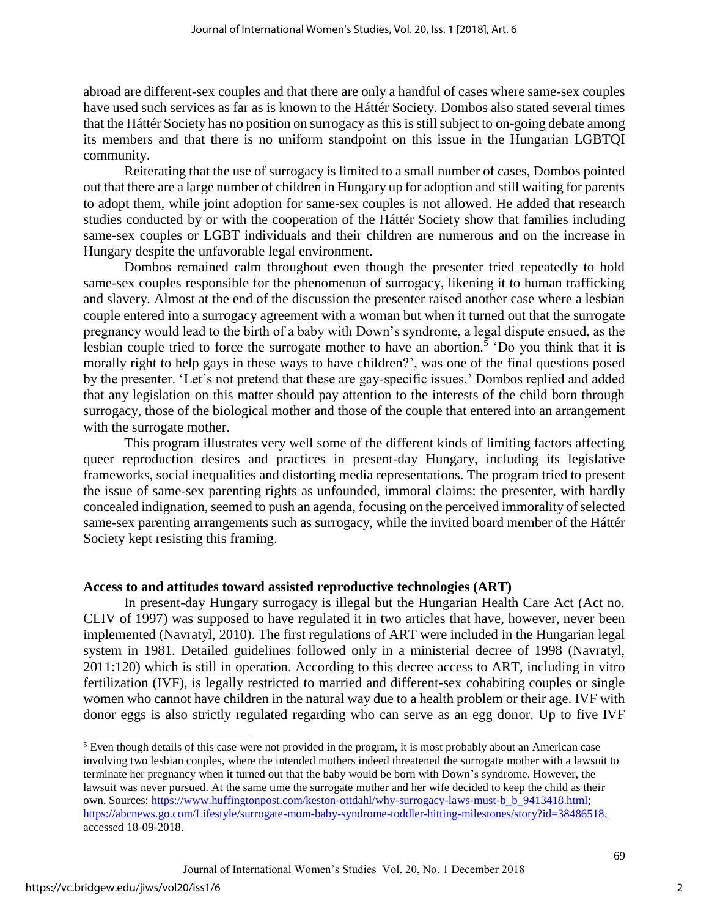abroad are different-sex couples and that there are only a handful of cases where same-sex couples have used such services as far as is known to the Háttér Society. Dombos also stated several times that the Háttér Society has no position on surrogacy as this is still subject to on-going debate among its members and that there is no uniform standpoint on this issue in the Hungarian LGBTQI community.

Reiterating that the use of surrogacy is limited to a small number of cases, Dombos pointed out that there are a large number of children in Hungary up for adoption and still waiting for parents to adopt them, while joint adoption for same-sex couples is not allowed. He added that research studies conducted by or with the cooperation of the Háttér Society show that families including same-sex couples or LGBT individuals and their children are numerous and on the increase in Hungary despite the unfavorable legal environment.

Dombos remained calm throughout even though the presenter tried repeatedly to hold same-sex couples responsible for the phenomenon of surrogacy, likening it to human trafficking and slavery. Almost at the end of the discussion the presenter raised another case where a lesbian couple entered into a surrogacy agreement with a woman but when it turned out that the surrogate pregnancy would lead to the birth of a baby with Down's syndrome, a legal dispute ensued, as the lesbian couple tried to force the surrogate mother to have an abortion.[5] 'Do you think that it is morally right to help gays in these ways to have children?', was one of the final questions posed by the presenter. 'Let's not pretend that these are gay-specific issues,' Dombos replied and added that any legislation on this matter should pay attention to the interests of the child born through surrogacy, those of the biological mother and those of the couple that entered into an arrangement with the surrogate mother.

This program illustrates very well some of the different kinds of limiting factors affecting queer reproduction desires and practices in present-day Hungary, including its legislative frameworks, social inequalities and distorting media representations. The program tried to present the issue of same-sex parenting rights as unfounded, immoral claims: the presenter, with hardly concealed indignation, seemed to push an agenda, focusing on the perceived immorality of selected same-sex parenting arrangements such as surrogacy, while the invited board member of the Háttér Society kept resisting this framing.

## Access to and attitudes toward assisted reproductive technologies (ART)

In present-day Hungary surrogacy is illegal but the Hungarian Health Care Act (Act no. CLIV of 1997) was supposed to have regulated it in two articles that have, however, never been implemented (Navratyl, 2010). The first regulations of ART were included in the Hungarian legal system in 1981. Detailed guidelines followed only in a ministerial decree of 1998 (Navratyl, 2011:120) which is still in operation. According to this decree access to ART, including in vitro fertilization (IVF), is legally restricted to married and different-sex cohabiting couples or single women who cannot have children in the natural way due to a health problem or their age. IVF with donor eggs is also strictly regulated regarding who can serve as an egg donor. Up to five IVF

[5] Even though details of this case were not provided in the program, it is most probably about an American case involving two lesbian couples, where the intended mothers indeed threatened the surrogate mother with a lawsuit to terminate her pregnancy when it turned out that the baby would be born with Down's syndrome. However, the lawsuit was never pursued. At the same time the surrogate mother and her wife decided to keep the child as their own. Sources: https://www.huffingtonpost.com/keston-ottdahl/why-surrogacy-laws-must-b_b_9413418.html; https://abcnews.go.com/Lifestyle/surrogate-mom-baby-syndrome-toddler-hitting-milestones/story?id=38486518, accessed 18-09-2018.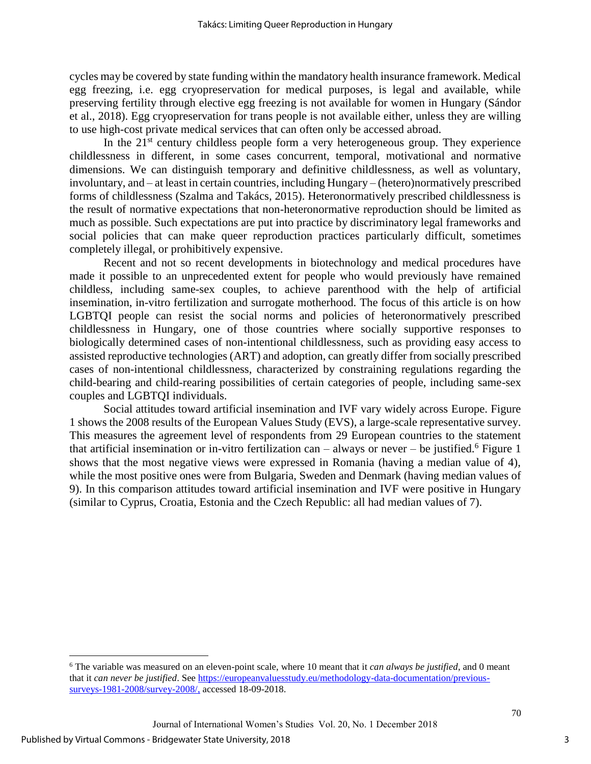cycles may be covered by state funding within the mandatory health insurance framework. Medical egg freezing, i.e. egg cryopreservation for medical purposes, is legal and available, while preserving fertility through elective egg freezing is not available for women in Hungary (Sándor et al., 2018). Egg cryopreservation for trans people is not available either, unless they are willing to use high-cost private medical services that can often only be accessed abroad.

In the 21st century childless people form a very heterogeneous group. They experience childlessness in different, in some cases concurrent, temporal, motivational and normative dimensions. We can distinguish temporary and definitive childlessness, as well as voluntary, involuntary, and – at least in certain countries, including Hungary – (hetero)normatively prescribed forms of childlessness (Szalma and Takács, 2015). Heteronormatively prescribed childlessness is the result of normative expectations that non-heteronormative reproduction should be limited as much as possible. Such expectations are put into practice by discriminatory legal frameworks and social policies that can make queer reproduction practices particularly difficult, sometimes completely illegal, or prohibitively expensive.

Recent and not so recent developments in biotechnology and medical procedures have made it possible to an unprecedented extent for people who would previously have remained childless, including same-sex couples, to achieve parenthood with the help of artificial insemination, in-vitro fertilization and surrogate motherhood. The focus of this article is on how LGBTQI people can resist the social norms and policies of heteronormatively prescribed childlessness in Hungary, one of those countries where socially supportive responses to biologically determined cases of non-intentional childlessness, such as providing easy access to assisted reproductive technologies (ART) and adoption, can greatly differ from socially prescribed cases of non-intentional childlessness, characterized by constraining regulations regarding the child-bearing and child-rearing possibilities of certain categories of people, including same-sex couples and LGBTQI individuals.

Social attitudes toward artificial insemination and IVF vary widely across Europe. Figure 1 shows the 2008 results of the European Values Study (EVS), a large-scale representative survey. This measures the agreement level of respondents from 29 European countries to the statement that artificial insemination or in-vitro fertilization can – always or never – be justified.[6] Figure 1 shows that the most negative views were expressed in Romania (having a median value of 4), while the most positive ones were from Bulgaria, Sweden and Denmark (having median values of 9). In this comparison attitudes toward artificial insemination and IVF were positive in Hungary (similar to Cyprus, Croatia, Estonia and the Czech Republic: all had median values of 7).

---

[6] The variable was measured on an eleven-point scale, where 10 meant that it *can always be justified*, and 0 meant that it *can never be justified*. See https://europeanvaluesstudy.eu/methodology-data-documentation/previous-surveys-1981-2008/survey-2008/, accessed 18-09-2018.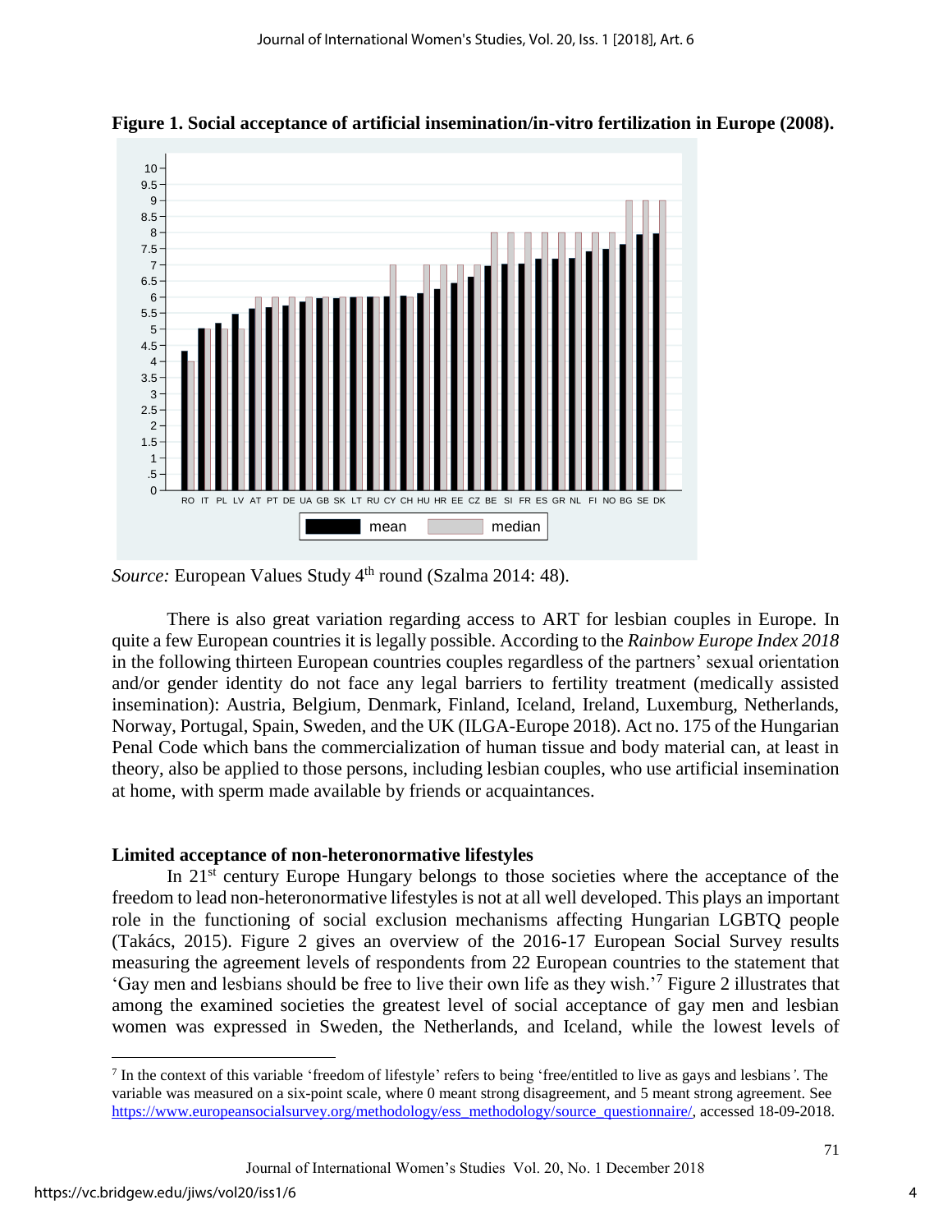**Figure 1. Social acceptance of artificial insemination/in-vitro fertilization in Europe (2008).**

*Source:* European Values Study 4th round (Szalma 2014: 48).

There is also great variation regarding access to ART for lesbian couples in Europe. In quite a few European countries it is legally possible. According to the *Rainbow Europe Index 2018* in the following thirteen European countries couples regardless of the partners' sexual orientation and/or gender identity do not face any legal barriers to fertility treatment (medically assisted insemination): Austria, Belgium, Denmark, Finland, Iceland, Ireland, Luxemburg, Netherlands, Norway, Portugal, Spain, Sweden, and the UK (ILGA-Europe 2018). Act no. 175 of the Hungarian Penal Code which bans the commercialization of human tissue and body material can, at least in theory, also be applied to those persons, including lesbian couples, who use artificial insemination at home, with sperm made available by friends or acquaintances.

## Limited acceptance of non-heteronormative lifestyles

In 21st century Europe Hungary belongs to those societies where the acceptance of the freedom to lead non-heteronormative lifestyles is not at all well developed. This plays an important role in the functioning of social exclusion mechanisms affecting Hungarian LGBTQ people (Takács, 2015). Figure 2 gives an overview of the 2016-17 European Social Survey results measuring the agreement levels of respondents from 22 European countries to the statement that 'Gay men and lesbians should be free to live their own life as they wish.'[7] Figure 2 illustrates that among the examined societies the greatest level of social acceptance of gay men and lesbian women was expressed in Sweden, the Netherlands, and Iceland, while the lowest levels of

[7] In the context of this variable 'freedom of lifestyle' refers to being 'free/entitled to live as gays and lesbians'. The variable was measured on a six-point scale, where 0 meant strong disagreement, and 5 meant strong agreement. See https://www.europeansocialsurvey.org/methodology/ess_methodology/source_questionnaire/, accessed 18-09-2018.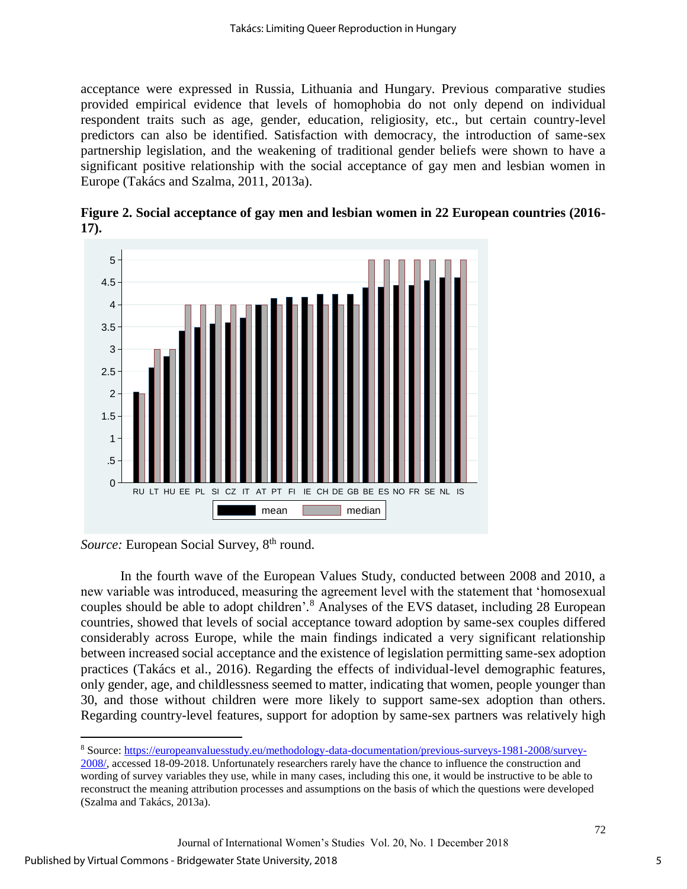acceptance were expressed in Russia, Lithuania and Hungary. Previous comparative studies provided empirical evidence that levels of homophobia do not only depend on individual respondent traits such as age, gender, education, religiosity, etc., but certain country-level predictors can also be identified. Satisfaction with democracy, the introduction of same-sex partnership legislation, and the weakening of traditional gender beliefs were shown to have a significant positive relationship with the social acceptance of gay men and lesbian women in Europe (Takács and Szalma, 2011, 2013a).

**Figure 2. Social acceptance of gay men and lesbian women in 22 European countries (2016-17).**

*Source:* European Social Survey, 8th round.

In the fourth wave of the European Values Study, conducted between 2008 and 2010, a new variable was introduced, measuring the agreement level with the statement that 'homosexual couples should be able to adopt children'.[8] Analyses of the EVS dataset, including 28 European countries, showed that levels of social acceptance toward adoption by same-sex couples differed considerably across Europe, while the main findings indicated a very significant relationship between increased social acceptance and the existence of legislation permitting same-sex adoption practices (Takács et al., 2016). Regarding the effects of individual-level demographic features, only gender, age, and childlessness seemed to matter, indicating that women, people younger than 30, and those without children were more likely to support same-sex adoption than others. Regarding country-level features, support for adoption by same-sex partners was relatively high

---

[8] Source: https://europeanvaluesstudy.eu/methodology-data-documentation/previous-surveys-1981-2008/survey-2008/, accessed 18-09-2018. Unfortunately researchers rarely have the chance to influence the construction and wording of survey variables they use, while in many cases, including this one, it would be instructive to be able to reconstruct the meaning attribution processes and assumptions on the basis of which the questions were developed (Szalma and Takács, 2013a).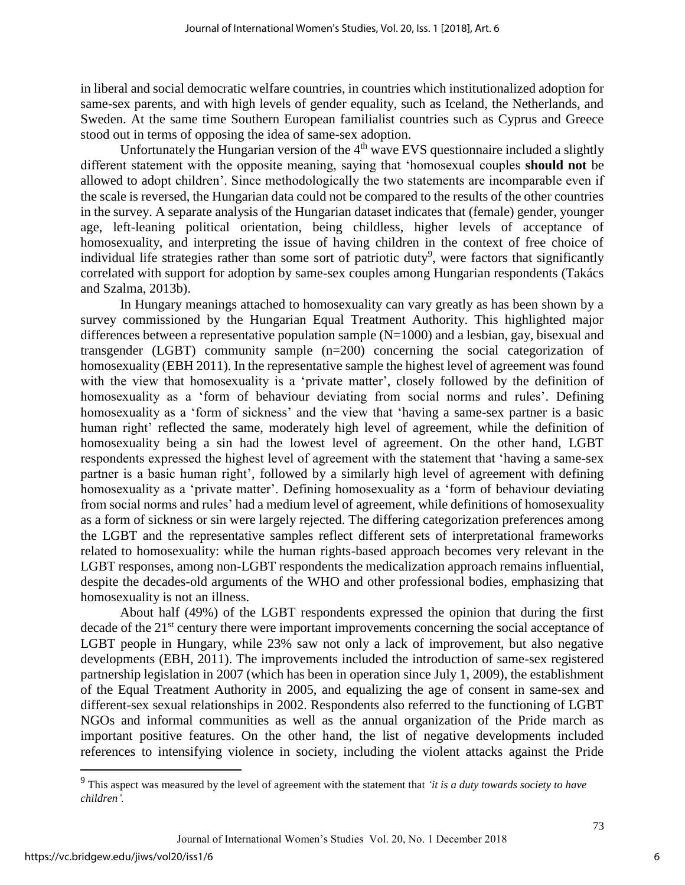in liberal and social democratic welfare countries, in countries which institutionalized adoption for same-sex parents, and with high levels of gender equality, such as Iceland, the Netherlands, and Sweden. At the same time Southern European familialist countries such as Cyprus and Greece stood out in terms of opposing the idea of same-sex adoption.

Unfortunately the Hungarian version of the 4th wave EVS questionnaire included a slightly different statement with the opposite meaning, saying that 'homosexual couples **should not** be allowed to adopt children'. Since methodologically the two statements are incomparable even if the scale is reversed, the Hungarian data could not be compared to the results of the other countries in the survey. A separate analysis of the Hungarian dataset indicates that (female) gender, younger age, left-leaning political orientation, being childless, higher levels of acceptance of homosexuality, and interpreting the issue of having children in the context of free choice of individual life strategies rather than some sort of patriotic duty[9], were factors that significantly correlated with support for adoption by same-sex couples among Hungarian respondents (Takács and Szalma, 2013b).

In Hungary meanings attached to homosexuality can vary greatly as has been shown by a survey commissioned by the Hungarian Equal Treatment Authority. This highlighted major differences between a representative population sample (N=1000) and a lesbian, gay, bisexual and transgender (LGBT) community sample (n=200) concerning the social categorization of homosexuality (EBH 2011). In the representative sample the highest level of agreement was found with the view that homosexuality is a 'private matter', closely followed by the definition of homosexuality as a 'form of behaviour deviating from social norms and rules'. Defining homosexuality as a 'form of sickness' and the view that 'having a same-sex partner is a basic human right' reflected the same, moderately high level of agreement, while the definition of homosexuality being a sin had the lowest level of agreement. On the other hand, LGBT respondents expressed the highest level of agreement with the statement that 'having a same-sex partner is a basic human right', followed by a similarly high level of agreement with defining homosexuality as a 'private matter'. Defining homosexuality as a 'form of behaviour deviating from social norms and rules' had a medium level of agreement, while definitions of homosexuality as a form of sickness or sin were largely rejected. The differing categorization preferences among the LGBT and the representative samples reflect different sets of interpretational frameworks related to homosexuality: while the human rights-based approach becomes very relevant in the LGBT responses, among non-LGBT respondents the medicalization approach remains influential, despite the decades-old arguments of the WHO and other professional bodies, emphasizing that homosexuality is not an illness.

About half (49%) of the LGBT respondents expressed the opinion that during the first decade of the 21st century there were important improvements concerning the social acceptance of LGBT people in Hungary, while 23% saw not only a lack of improvement, but also negative developments (EBH, 2011). The improvements included the introduction of same-sex registered partnership legislation in 2007 (which has been in operation since July 1, 2009), the establishment of the Equal Treatment Authority in 2005, and equalizing the age of consent in same-sex and different-sex sexual relationships in 2002. Respondents also referred to the functioning of LGBT NGOs and informal communities as well as the annual organization of the Pride march as important positive features. On the other hand, the list of negative developments included references to intensifying violence in society, including the violent attacks against the Pride

---

[9] This aspect was measured by the level of agreement with the statement that *'it is a duty towards society to have children'.*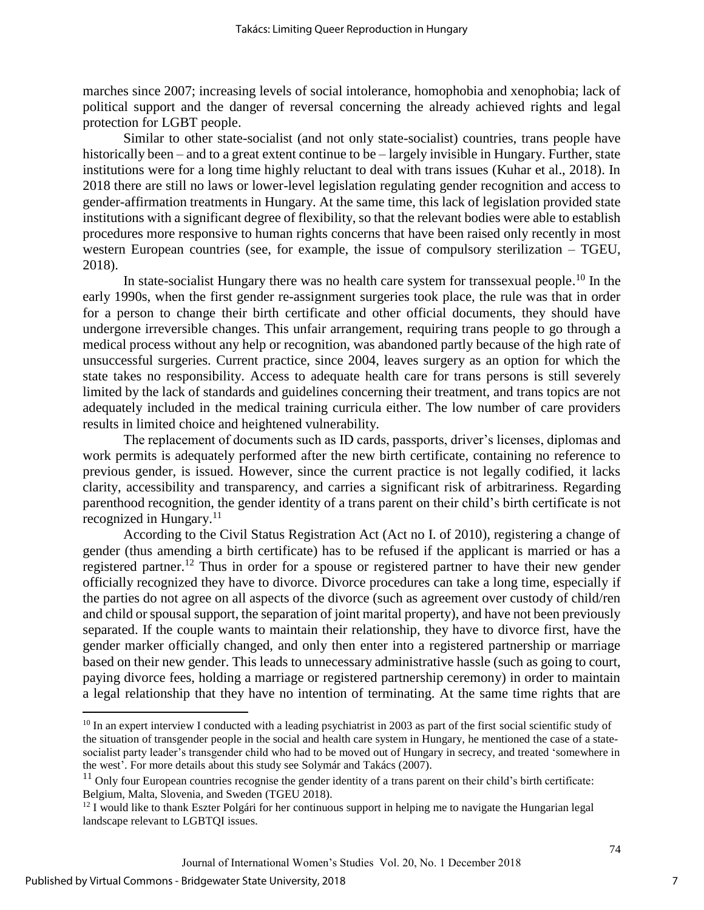marches since 2007; increasing levels of social intolerance, homophobia and xenophobia; lack of political support and the danger of reversal concerning the already achieved rights and legal protection for LGBT people.

Similar to other state-socialist (and not only state-socialist) countries, trans people have historically been – and to a great extent continue to be – largely invisible in Hungary. Further, state institutions were for a long time highly reluctant to deal with trans issues (Kuhar et al., 2018). In 2018 there are still no laws or lower-level legislation regulating gender recognition and access to gender-affirmation treatments in Hungary. At the same time, this lack of legislation provided state institutions with a significant degree of flexibility, so that the relevant bodies were able to establish procedures more responsive to human rights concerns that have been raised only recently in most western European countries (see, for example, the issue of compulsory sterilization – TGEU, 2018).

In state-socialist Hungary there was no health care system for transsexual people.[10] In the early 1990s, when the first gender re-assignment surgeries took place, the rule was that in order for a person to change their birth certificate and other official documents, they should have undergone irreversible changes. This unfair arrangement, requiring trans people to go through a medical process without any help or recognition, was abandoned partly because of the high rate of unsuccessful surgeries. Current practice, since 2004, leaves surgery as an option for which the state takes no responsibility. Access to adequate health care for trans persons is still severely limited by the lack of standards and guidelines concerning their treatment, and trans topics are not adequately included in the medical training curricula either. The low number of care providers results in limited choice and heightened vulnerability.

The replacement of documents such as ID cards, passports, driver's licenses, diplomas and work permits is adequately performed after the new birth certificate, containing no reference to previous gender, is issued. However, since the current practice is not legally codified, it lacks clarity, accessibility and transparency, and carries a significant risk of arbitrariness. Regarding parenthood recognition, the gender identity of a trans parent on their child's birth certificate is not recognized in Hungary.[11]

According to the Civil Status Registration Act (Act no I. of 2010), registering a change of gender (thus amending a birth certificate) has to be refused if the applicant is married or has a registered partner.[12] Thus in order for a spouse or registered partner to have their new gender officially recognized they have to divorce. Divorce procedures can take a long time, especially if the parties do not agree on all aspects of the divorce (such as agreement over custody of child/ren and child or spousal support, the separation of joint marital property), and have not been previously separated. If the couple wants to maintain their relationship, they have to divorce first, have the gender marker officially changed, and only then enter into a registered partnership or marriage based on their new gender. This leads to unnecessary administrative hassle (such as going to court, paying divorce fees, holding a marriage or registered partnership ceremony) in order to maintain a legal relationship that they have no intention of terminating. At the same time rights that are

---

[10] In an expert interview I conducted with a leading psychiatrist in 2003 as part of the first social scientific study of the situation of transgender people in the social and health care system in Hungary, he mentioned the case of a state-socialist party leader's transgender child who had to be moved out of Hungary in secrecy, and treated 'somewhere in the west'. For more details about this study see Solymár and Takács (2007).

[11] Only four European countries recognise the gender identity of a trans parent on their child's birth certificate: Belgium, Malta, Slovenia, and Sweden (TGEU 2018).

[12] I would like to thank Eszter Polgári for her continuous support in helping me to navigate the Hungarian legal landscape relevant to LGBTQI issues.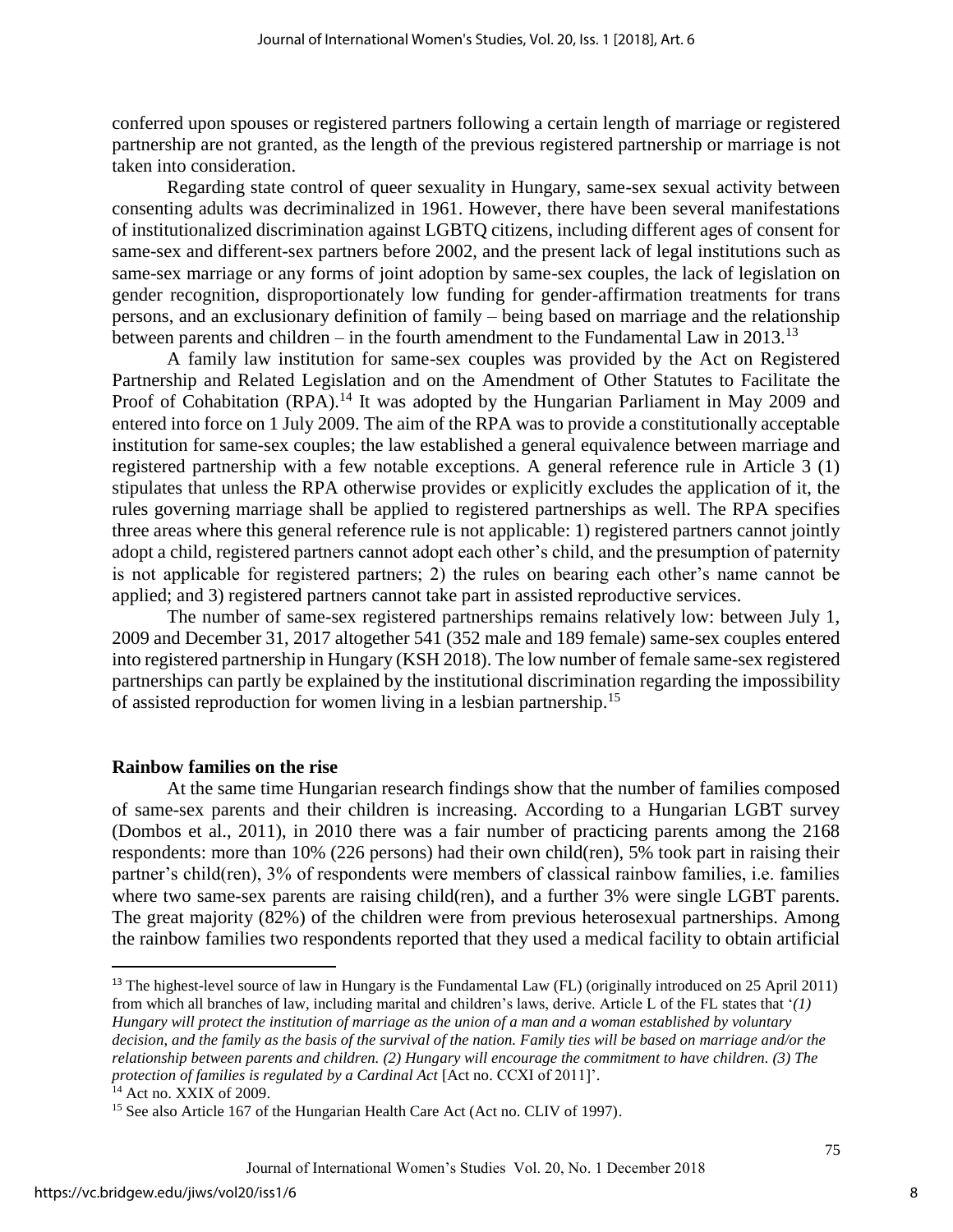conferred upon spouses or registered partners following a certain length of marriage or registered partnership are not granted, as the length of the previous registered partnership or marriage is not taken into consideration.

Regarding state control of queer sexuality in Hungary, same-sex sexual activity between consenting adults was decriminalized in 1961. However, there have been several manifestations of institutionalized discrimination against LGBTQ citizens, including different ages of consent for same-sex and different-sex partners before 2002, and the present lack of legal institutions such as same-sex marriage or any forms of joint adoption by same-sex couples, the lack of legislation on gender recognition, disproportionately low funding for gender-affirmation treatments for trans persons, and an exclusionary definition of family – being based on marriage and the relationship between parents and children – in the fourth amendment to the Fundamental Law in 2013.[13]

A family law institution for same-sex couples was provided by the Act on Registered Partnership and Related Legislation and on the Amendment of Other Statutes to Facilitate the Proof of Cohabitation (RPA).[14] It was adopted by the Hungarian Parliament in May 2009 and entered into force on 1 July 2009. The aim of the RPA was to provide a constitutionally acceptable institution for same-sex couples; the law established a general equivalence between marriage and registered partnership with a few notable exceptions. A general reference rule in Article 3 (1) stipulates that unless the RPA otherwise provides or explicitly excludes the application of it, the rules governing marriage shall be applied to registered partnerships as well. The RPA specifies three areas where this general reference rule is not applicable: 1) registered partners cannot jointly adopt a child, registered partners cannot adopt each other's child, and the presumption of paternity is not applicable for registered partners; 2) the rules on bearing each other's name cannot be applied; and 3) registered partners cannot take part in assisted reproductive services.

The number of same-sex registered partnerships remains relatively low: between July 1, 2009 and December 31, 2017 altogether 541 (352 male and 189 female) same-sex couples entered into registered partnership in Hungary (KSH 2018). The low number of female same-sex registered partnerships can partly be explained by the institutional discrimination regarding the impossibility of assisted reproduction for women living in a lesbian partnership.[15]

## Rainbow families on the rise

At the same time Hungarian research findings show that the number of families composed of same-sex parents and their children is increasing. According to a Hungarian LGBT survey (Dombos et al., 2011), in 2010 there was a fair number of practicing parents among the 2168 respondents: more than 10% (226 persons) had their own child(ren), 5% took part in raising their partner's child(ren), 3% of respondents were members of classical rainbow families, i.e. families where two same-sex parents are raising child(ren), and a further 3% were single LGBT parents. The great majority (82%) of the children were from previous heterosexual partnerships. Among the rainbow families two respondents reported that they used a medical facility to obtain artificial

---

[13] The highest-level source of law in Hungary is the Fundamental Law (FL) (originally introduced on 25 April 2011) from which all branches of law, including marital and children's laws, derive. Article L of the FL states that '*(1) Hungary will protect the institution of marriage as the union of a man and a woman established by voluntary decision, and the family as the basis of the survival of the nation. Family ties will be based on marriage and/or the relationship between parents and children. (2) Hungary will encourage the commitment to have children. (3) The protection of families is regulated by a Cardinal Act* [Act no. CCXI of 2011]'.

[14] Act no. XXIX of 2009.

[15] See also Article 167 of the Hungarian Health Care Act (Act no. CLIV of 1997).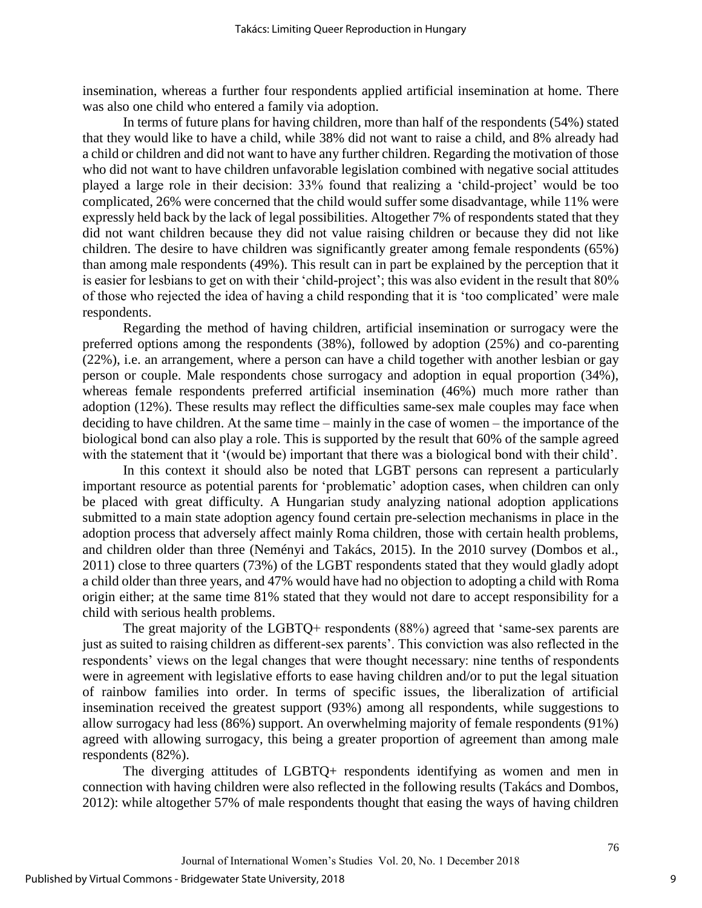insemination, whereas a further four respondents applied artificial insemination at home. There was also one child who entered a family via adoption.

In terms of future plans for having children, more than half of the respondents (54%) stated that they would like to have a child, while 38% did not want to raise a child, and 8% already had a child or children and did not want to have any further children. Regarding the motivation of those who did not want to have children unfavorable legislation combined with negative social attitudes played a large role in their decision: 33% found that realizing a 'child-project' would be too complicated, 26% were concerned that the child would suffer some disadvantage, while 11% were expressly held back by the lack of legal possibilities. Altogether 7% of respondents stated that they did not want children because they did not value raising children or because they did not like children. The desire to have children was significantly greater among female respondents (65%) than among male respondents (49%). This result can in part be explained by the perception that it is easier for lesbians to get on with their 'child-project'; this was also evident in the result that 80% of those who rejected the idea of having a child responding that it is 'too complicated' were male respondents.

Regarding the method of having children, artificial insemination or surrogacy were the preferred options among the respondents (38%), followed by adoption (25%) and co-parenting (22%), i.e. an arrangement, where a person can have a child together with another lesbian or gay person or couple. Male respondents chose surrogacy and adoption in equal proportion (34%), whereas female respondents preferred artificial insemination (46%) much more rather than adoption (12%). These results may reflect the difficulties same-sex male couples may face when deciding to have children. At the same time – mainly in the case of women – the importance of the biological bond can also play a role. This is supported by the result that 60% of the sample agreed with the statement that it '(would be) important that there was a biological bond with their child'.

In this context it should also be noted that LGBT persons can represent a particularly important resource as potential parents for 'problematic' adoption cases, when children can only be placed with great difficulty. A Hungarian study analyzing national adoption applications submitted to a main state adoption agency found certain pre-selection mechanisms in place in the adoption process that adversely affect mainly Roma children, those with certain health problems, and children older than three (Neményi and Takács, 2015). In the 2010 survey (Dombos et al., 2011) close to three quarters (73%) of the LGBT respondents stated that they would gladly adopt a child older than three years, and 47% would have had no objection to adopting a child with Roma origin either; at the same time 81% stated that they would not dare to accept responsibility for a child with serious health problems.

The great majority of the LGBTQ+ respondents (88%) agreed that 'same-sex parents are just as suited to raising children as different-sex parents'. This conviction was also reflected in the respondents' views on the legal changes that were thought necessary: nine tenths of respondents were in agreement with legislative efforts to ease having children and/or to put the legal situation of rainbow families into order. In terms of specific issues, the liberalization of artificial insemination received the greatest support (93%) among all respondents, while suggestions to allow surrogacy had less (86%) support. An overwhelming majority of female respondents (91%) agreed with allowing surrogacy, this being a greater proportion of agreement than among male respondents (82%).

The diverging attitudes of LGBTQ+ respondents identifying as women and men in connection with having children were also reflected in the following results (Takács and Dombos, 2012): while altogether 57% of male respondents thought that easing the ways of having children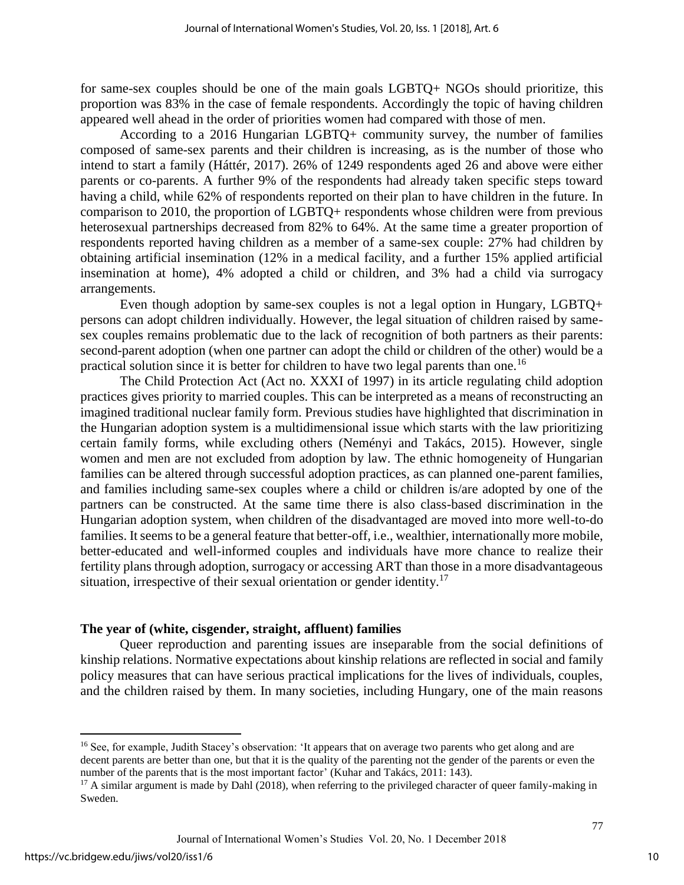for same-sex couples should be one of the main goals LGBTQ+ NGOs should prioritize, this proportion was 83% in the case of female respondents. Accordingly the topic of having children appeared well ahead in the order of priorities women had compared with those of men.

According to a 2016 Hungarian LGBTQ+ community survey, the number of families composed of same-sex parents and their children is increasing, as is the number of those who intend to start a family (Háttér, 2017). 26% of 1249 respondents aged 26 and above were either parents or co-parents. A further 9% of the respondents had already taken specific steps toward having a child, while 62% of respondents reported on their plan to have children in the future. In comparison to 2010, the proportion of LGBTQ+ respondents whose children were from previous heterosexual partnerships decreased from 82% to 64%. At the same time a greater proportion of respondents reported having children as a member of a same-sex couple: 27% had children by obtaining artificial insemination (12% in a medical facility, and a further 15% applied artificial insemination at home), 4% adopted a child or children, and 3% had a child via surrogacy arrangements.

Even though adoption by same-sex couples is not a legal option in Hungary, LGBTQ+ persons can adopt children individually. However, the legal situation of children raised by same-sex couples remains problematic due to the lack of recognition of both partners as their parents: second-parent adoption (when one partner can adopt the child or children of the other) would be a practical solution since it is better for children to have two legal parents than one.[16]

The Child Protection Act (Act no. XXXI of 1997) in its article regulating child adoption practices gives priority to married couples. This can be interpreted as a means of reconstructing an imagined traditional nuclear family form. Previous studies have highlighted that discrimination in the Hungarian adoption system is a multidimensional issue which starts with the law prioritizing certain family forms, while excluding others (Neményi and Takács, 2015). However, single women and men are not excluded from adoption by law. The ethnic homogeneity of Hungarian families can be altered through successful adoption practices, as can planned one-parent families, and families including same-sex couples where a child or children is/are adopted by one of the partners can be constructed. At the same time there is also class-based discrimination in the Hungarian adoption system, when children of the disadvantaged are moved into more well-to-do families. It seems to be a general feature that better-off, i.e., wealthier, internationally more mobile, better-educated and well-informed couples and individuals have more chance to realize their fertility plans through adoption, surrogacy or accessing ART than those in a more disadvantageous situation, irrespective of their sexual orientation or gender identity.[17]

## The year of (white, cisgender, straight, affluent) families

Queer reproduction and parenting issues are inseparable from the social definitions of kinship relations. Normative expectations about kinship relations are reflected in social and family policy measures that can have serious practical implications for the lives of individuals, couples, and the children raised by them. In many societies, including Hungary, one of the main reasons

---

[16] See, for example, Judith Stacey's observation: 'It appears that on average two parents who get along and are decent parents are better than one, but that it is the quality of the parenting not the gender of the parents or even the number of the parents that is the most important factor' (Kuhar and Takács, 2011: 143).

[17] A similar argument is made by Dahl (2018), when referring to the privileged character of queer family-making in Sweden.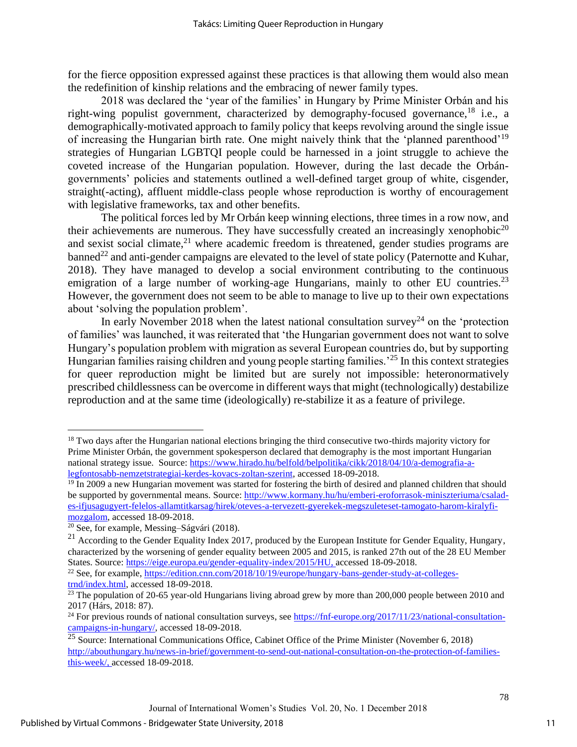for the fierce opposition expressed against these practices is that allowing them would also mean the redefinition of kinship relations and the embracing of newer family types.

2018 was declared the 'year of the families' in Hungary by Prime Minister Orbán and his right-wing populist government, characterized by demography-focused governance,[18] i.e., a demographically-motivated approach to family policy that keeps revolving around the single issue of increasing the Hungarian birth rate. One might naively think that the 'planned parenthood'[19] strategies of Hungarian LGBTQI people could be harnessed in a joint struggle to achieve the coveted increase of the Hungarian population. However, during the last decade the Orbán-governments' policies and statements outlined a well-defined target group of white, cisgender, straight(-acting), affluent middle-class people whose reproduction is worthy of encouragement with legislative frameworks, tax and other benefits.

The political forces led by Mr Orbán keep winning elections, three times in a row now, and their achievements are numerous. They have successfully created an increasingly xenophobic[20] and sexist social climate,[21] where academic freedom is threatened, gender studies programs are banned[22] and anti-gender campaigns are elevated to the level of state policy (Paternotte and Kuhar, 2018). They have managed to develop a social environment contributing to the continuous emigration of a large number of working-age Hungarians, mainly to other EU countries.[23] However, the government does not seem to be able to manage to live up to their own expectations about 'solving the population problem'.

In early November 2018 when the latest national consultation survey[24] on the 'protection of families' was launched, it was reiterated that 'the Hungarian government does not want to solve Hungary's population problem with migration as several European countries do, but by supporting Hungarian families raising children and young people starting families.'[25] In this context strategies for queer reproduction might be limited but are surely not impossible: heteronormatively prescribed childlessness can be overcome in different ways that might (technologically) destabilize reproduction and at the same time (ideologically) re-stabilize it as a feature of privilege.

---

[18] Two days after the Hungarian national elections bringing the third consecutive two-thirds majority victory for Prime Minister Orbán, the government spokesperson declared that demography is the most important Hungarian national strategy issue. Source: https://www.hirado.hu/belfold/belpolitika/cikk/2018/04/10/a-demografia-a-legfontosabb-nemzetstrategiai-kerdes-kovacs-zoltan-szerint, accessed 18-09-2018.

[19] In 2009 a new Hungarian movement was started for fostering the birth of desired and planned children that should be supported by governmental means. Source: http://www.kormany.hu/hu/emberi-eroforrasok-miniszteriuma/csalad-es-ifjusagugyert-felelos-allamtitkarsag/hirek/oteves-a-tervezett-gyerekek-megszuleteset-tamogato-harom-kiralyfi-mozgalom, accessed 18-09-2018.

[20] See, for example, Messing–Ságvári (2018).

[21] According to the Gender Equality Index 2017, produced by the European Institute for Gender Equality, Hungary, characterized by the worsening of gender equality between 2005 and 2015, is ranked 27th out of the 28 EU Member States. Source: https://eige.europa.eu/gender-equality-index/2015/HU, accessed 18-09-2018.

[22] See, for example, https://edition.cnn.com/2018/10/19/europe/hungary-bans-gender-study-at-colleges-trnd/index.html, accessed 18-09-2018.

[23] The population of 20-65 year-old Hungarians living abroad grew by more than 200,000 people between 2010 and 2017 (Hárs, 2018: 87).

[24] For previous rounds of national consultation surveys, see https://fnf-europe.org/2017/11/23/national-consultation-campaigns-in-hungary/, accessed 18-09-2018.

[25] Source: International Communications Office, Cabinet Office of the Prime Minister (November 6, 2018) http://abouthungary.hu/news-in-brief/government-to-send-out-national-consultation-on-the-protection-of-families-this-week/, accessed 18-09-2018.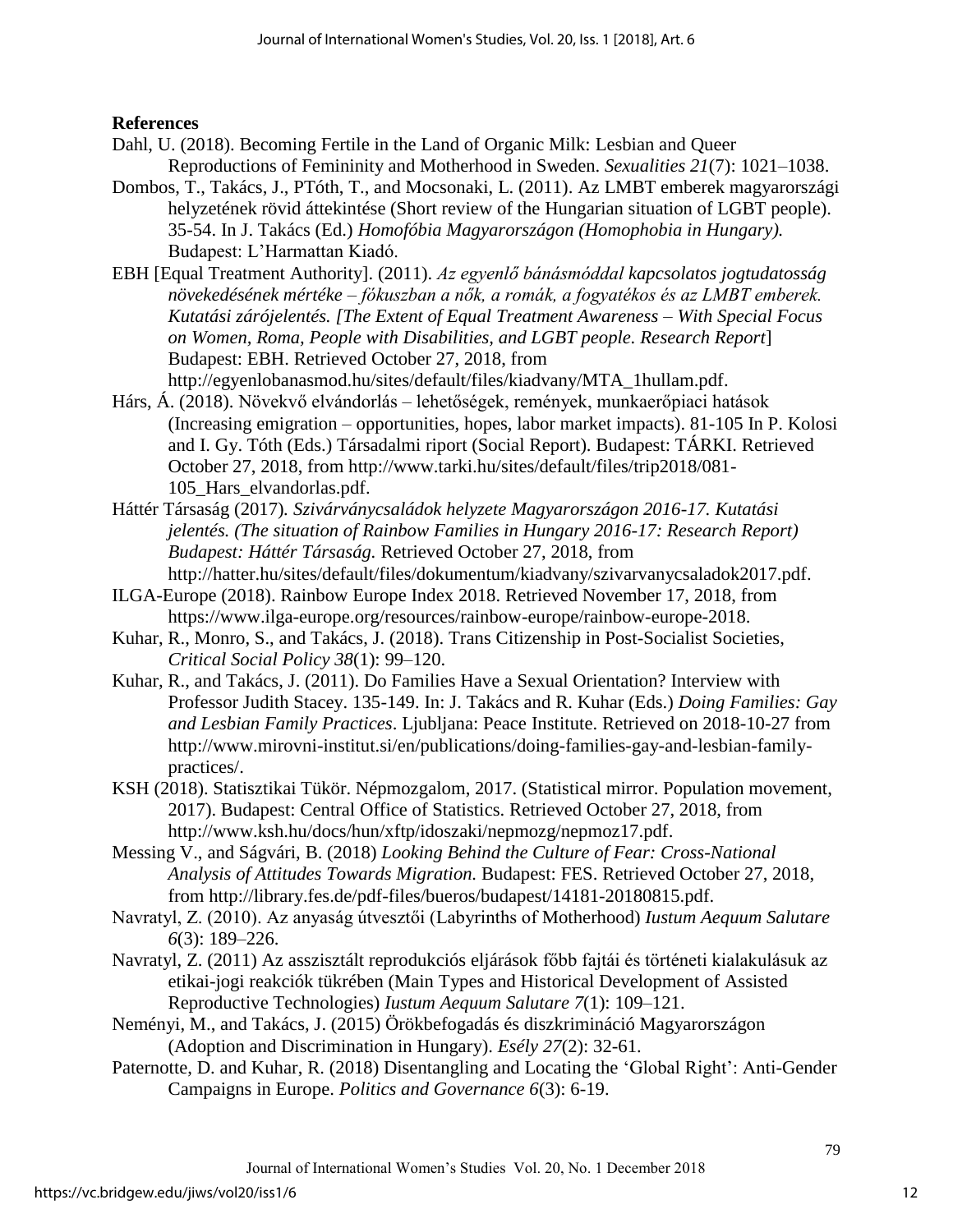**References**

Dahl, U. (2018). Becoming Fertile in the Land of Organic Milk: Lesbian and Queer Reproductions of Femininity and Motherhood in Sweden. *Sexualities 21*(7): 1021–1038.

Dombos, T., Takács, J., PTóth, T., and Mocsonaki, L. (2011). Az LMBT emberek magyarországi helyzetének rövid áttekintése (Short review of the Hungarian situation of LGBT people). 35-54. In J. Takács (Ed.) *Homofóbia Magyarországon (Homophobia in Hungary).* Budapest: L'Harmattan Kiadó.

EBH [Equal Treatment Authority]. (2011). *Az egyenlő bánásmóddal kapcsolatos jogtudatosság növekedésének mértéke – fókuszban a nők, a romák, a fogyatékos és az LMBT emberek. Kutatási zárójelentés. [The Extent of Equal Treatment Awareness – With Special Focus on Women, Roma, People with Disabilities, and LGBT people. Research Report*] Budapest: EBH. Retrieved October 27, 2018, from http://egyenlobanasmod.hu/sites/default/files/kiadvany/MTA_1hullam.pdf.

Hárs, Á. (2018). Növekvő elvándorlás – lehetőségek, remények, munkaerőpiaci hatások (Increasing emigration – opportunities, hopes, labor market impacts). 81-105 In P. Kolosi and I. Gy. Tóth (Eds.) Társadalmi riport (Social Report). Budapest: TÁRKI. Retrieved October 27, 2018, from http://www.tarki.hu/sites/default/files/trip2018/081-105_Hars_elvandorlas.pdf.

Háttér Társaság (2017). *Szivárványcsaládok helyzete Magyarországon 2016-17. Kutatási jelentés. (The situation of Rainbow Families in Hungary 2016-17: Research Report) Budapest: Háttér Társaság.* Retrieved October 27, 2018, from http://hatter.hu/sites/default/files/dokumentum/kiadvany/szivarvanycsaladok2017.pdf.

ILGA-Europe (2018). Rainbow Europe Index 2018. Retrieved November 17, 2018, from https://www.ilga-europe.org/resources/rainbow-europe/rainbow-europe-2018.

Kuhar, R., Monro, S., and Takács, J. (2018). Trans Citizenship in Post-Socialist Societies, *Critical Social Policy 38*(1): 99–120.

Kuhar, R., and Takács, J. (2011). Do Families Have a Sexual Orientation? Interview with Professor Judith Stacey. 135-149. In: J. Takács and R. Kuhar (Eds.) *Doing Families: Gay and Lesbian Family Practices*. Ljubljana: Peace Institute. Retrieved on 2018-10-27 from http://www.mirovni-institut.si/en/publications/doing-families-gay-and-lesbian-family-practices/.

KSH (2018). Statisztikai Tükör. Népmozgalom, 2017. (Statistical mirror. Population movement, 2017). Budapest: Central Office of Statistics. Retrieved October 27, 2018, from http://www.ksh.hu/docs/hun/xftp/idoszaki/nepmozg/nepmoz17.pdf.

Messing V., and Ságvári, B. (2018) *Looking Behind the Culture of Fear: Cross-National Analysis of Attitudes Towards Migration.* Budapest: FES. Retrieved October 27, 2018, from http://library.fes.de/pdf-files/bueros/budapest/14181-20180815.pdf.

Navratyl, Z. (2010). Az anyaság útvesztői (Labyrinths of Motherhood) *Iustum Aequum Salutare 6*(3): 189–226.

Navratyl, Z. (2011) Az asszisztált reprodukciós eljárások főbb fajtái és történeti kialakulásuk az etikai-jogi reakciók tükrében (Main Types and Historical Development of Assisted Reproductive Technologies) *Iustum Aequum Salutare 7*(1): 109–121.

Neményi, M., and Takács, J. (2015) Örökbefogadás és diszkrimináció Magyarországon (Adoption and Discrimination in Hungary). *Esély 27*(2): 32-61.

Paternotte, D. and Kuhar, R. (2018) Disentangling and Locating the 'Global Right': Anti-Gender Campaigns in Europe. *Politics and Governance 6*(3): 6-19.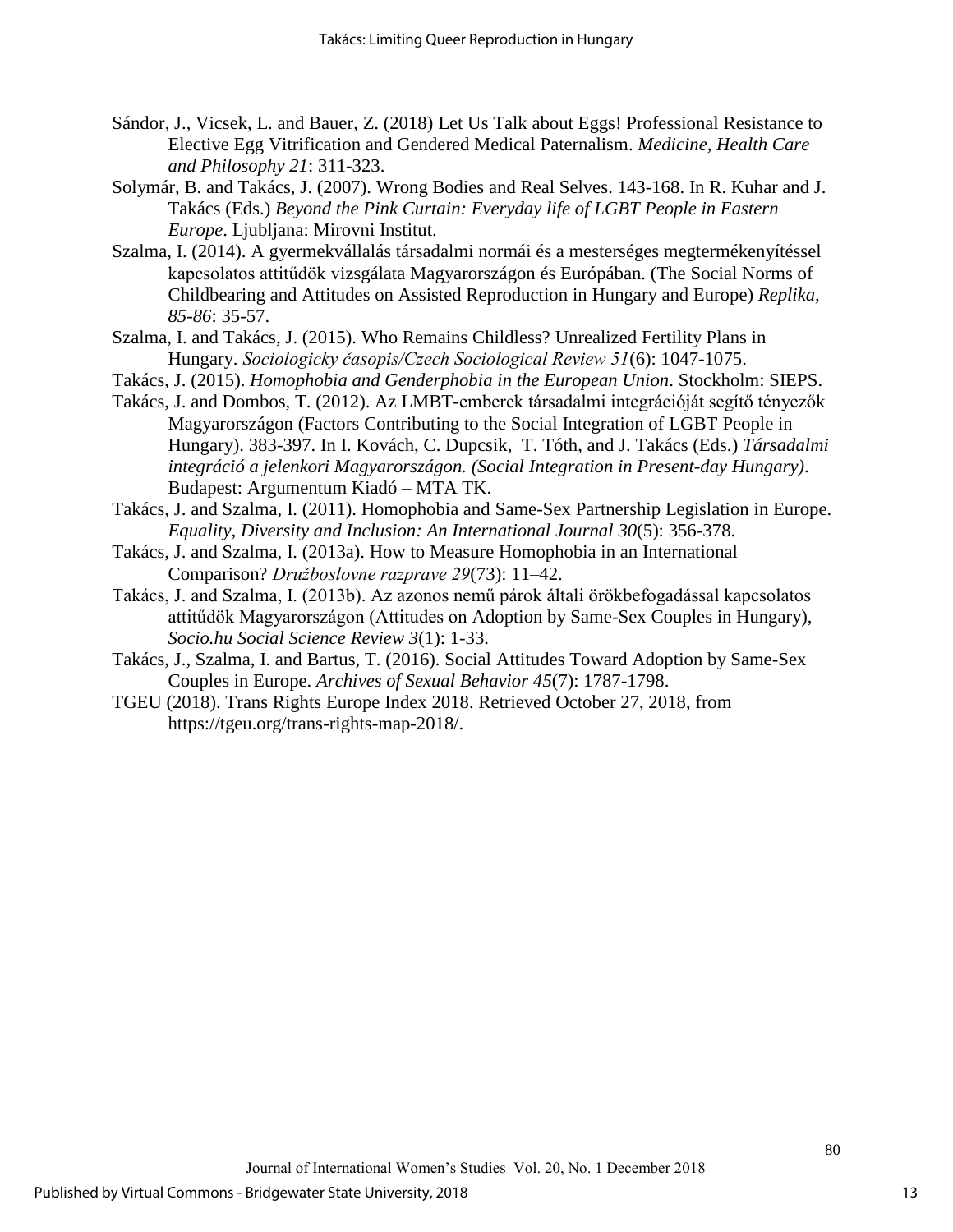Sándor, J., Vicsek, L. and Bauer, Z. (2018) Let Us Talk about Eggs! Professional Resistance to Elective Egg Vitrification and Gendered Medical Paternalism. *Medicine, Health Care and Philosophy 21*: 311-323.

Solymár, B. and Takács, J. (2007). Wrong Bodies and Real Selves. 143-168. In R. Kuhar and J. Takács (Eds.) *Beyond the Pink Curtain: Everyday life of LGBT People in Eastern Europe*. Ljubljana: Mirovni Institut.

Szalma, I. (2014). A gyermekvállalás társadalmi normái és a mesterséges megtermékenyítéssel kapcsolatos attitűdök vizsgálata Magyarországon és Európában. (The Social Norms of Childbearing and Attitudes on Assisted Reproduction in Hungary and Europe) *Replika, 85-86*: 35-57.

Szalma, I. and Takács, J. (2015). Who Remains Childless? Unrealized Fertility Plans in Hungary. *Sociologicky časopis/Czech Sociological Review 51*(6): 1047-1075.

Takács, J. (2015). *Homophobia and Genderphobia in the European Union*. Stockholm: SIEPS.

Takács, J. and Dombos, T. (2012). Az LMBT-emberek társadalmi integrációját segítő tényezők Magyarországon (Factors Contributing to the Social Integration of LGBT People in Hungary). 383-397. In I. Kovách, C. Dupcsik, T. Tóth, and J. Takács (Eds.) *Társadalmi integráció a jelenkori Magyarországon. (Social Integration in Present-day Hungary)*. Budapest: Argumentum Kiadó – MTA TK.

Takács, J. and Szalma, I. (2011). Homophobia and Same-Sex Partnership Legislation in Europe. *Equality, Diversity and Inclusion: An International Journal 30*(5): 356-378.

Takács, J. and Szalma, I. (2013a). How to Measure Homophobia in an International Comparison? *Družboslovne razprave 29*(73): 11–42.

Takács, J. and Szalma, I. (2013b). Az azonos nemű párok általi örökbefogadással kapcsolatos attitűdök Magyarországon (Attitudes on Adoption by Same-Sex Couples in Hungary), *Socio.hu Social Science Review 3*(1): 1-33.

Takács, J., Szalma, I. and Bartus, T. (2016). Social Attitudes Toward Adoption by Same-Sex Couples in Europe. *Archives of Sexual Behavior 45*(7): 1787-1798.

TGEU (2018). Trans Rights Europe Index 2018. Retrieved October 27, 2018, from https://tgeu.org/trans-rights-map-2018/.